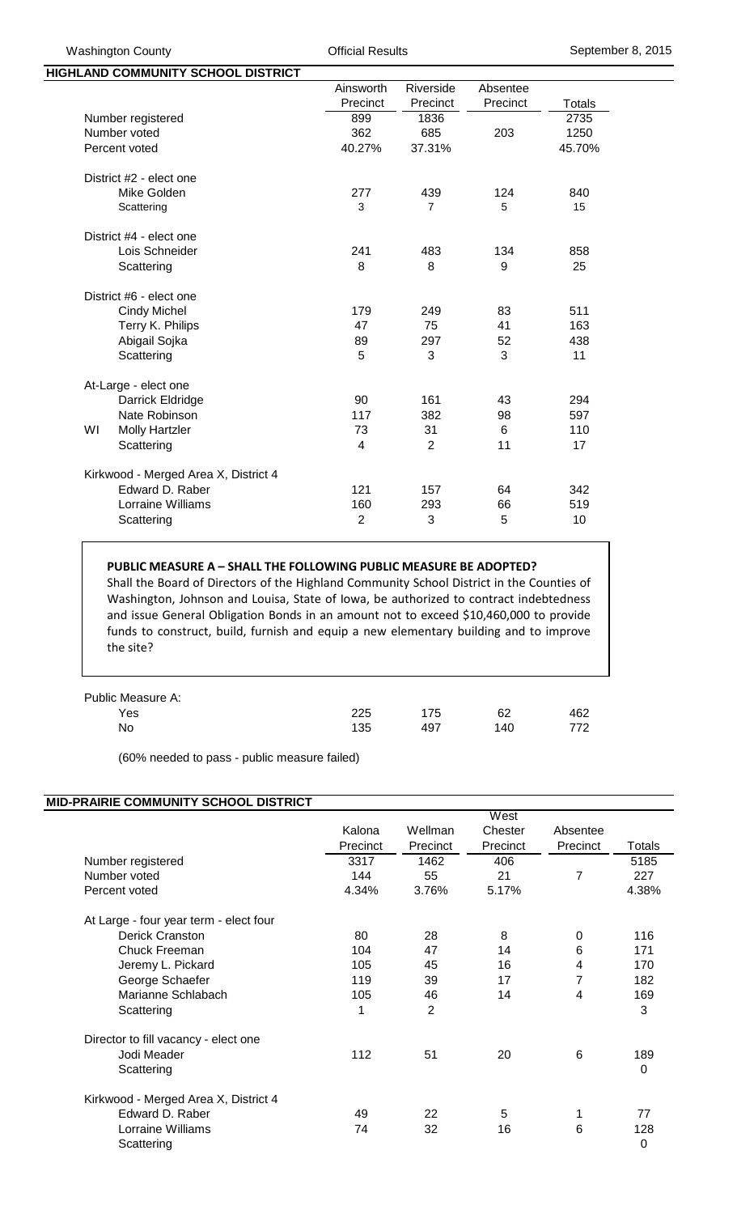Washington County — Official Results — September 8, 2015

## HIGHLAND COMMUNITY SCHOOL DISTRICT

| | Ainsworth Precinct | Riverside Precinct | Absentee Precinct | Totals |
|---|---|---|---|---|
| Number registered | 899 | 1836 | | 2735 |
| Number voted | 362 | 685 | 203 | 1250 |
| Percent voted | 40.27% | 37.31% | | 45.70% |
| **District #2 - elect one** | | | | |
| Mike Golden | 277 | 439 | 124 | 840 |
| Scattering | 3 | 7 | 5 | 15 |
| **District #4 - elect one** | | | | |
| Lois Schneider | 241 | 483 | 134 | 858 |
| Scattering | 8 | 8 | 9 | 25 |
| **District #6 - elect one** | | | | |
| Cindy Michel | 179 | 249 | 83 | 511 |
| Terry K. Philips | 47 | 75 | 41 | 163 |
| Abigail Sojka | 89 | 297 | 52 | 438 |
| Scattering | 5 | 3 | 3 | 11 |
| **At-Large - elect one** | | | | |
| Darrick Eldridge | 90 | 161 | 43 | 294 |
| Nate Robinson | 117 | 382 | 98 | 597 |
| WI Molly Hartzler | 73 | 31 | 6 | 110 |
| Scattering | 4 | 2 | 11 | 17 |
| **Kirkwood - Merged Area X, District 4** | | | | |
| Edward D. Raber | 121 | 157 | 64 | 342 |
| Lorraine Williams | 160 | 293 | 66 | 519 |
| Scattering | 2 | 3 | 5 | 10 |

**PUBLIC MEASURE A – SHALL THE FOLLOWING PUBLIC MEASURE BE ADOPTED?**

Shall the Board of Directors of the Highland Community School District in the Counties of Washington, Johnson and Louisa, State of Iowa, be authorized to contract indebtedness and issue General Obligation Bonds in an amount not to exceed $10,460,000 to provide funds to construct, build, furnish and equip a new elementary building and to improve the site?

| Public Measure A: | Ainsworth Precinct | Riverside Precinct | Absentee Precinct | Totals |
|---|---|---|---|---|
| Yes | 225 | 175 | 62 | 462 |
| No | 135 | 497 | 140 | 772 |

(60% needed to pass - public measure failed)

## MID-PRAIRIE COMMUNITY SCHOOL DISTRICT

| | Kalona Precinct | Wellman Precinct | West Chester Precinct | Absentee Precinct | Totals |
|---|---|---|---|---|---|
| Number registered | 3317 | 1462 | 406 | | 5185 |
| Number voted | 144 | 55 | 21 | 7 | 227 |
| Percent voted | 4.34% | 3.76% | 5.17% | | 4.38% |
| **At Large - four year term - elect four** | | | | | |
| Derick Cranston | 80 | 28 | 8 | 0 | 116 |
| Chuck Freeman | 104 | 47 | 14 | 6 | 171 |
| Jeremy L. Pickard | 105 | 45 | 16 | 4 | 170 |
| George Schaefer | 119 | 39 | 17 | 7 | 182 |
| Marianne Schlabach | 105 | 46 | 14 | 4 | 169 |
| Scattering | 1 | 2 | | | 3 |
| **Director to fill vacancy - elect one** | | | | | |
| Jodi Meader | 112 | 51 | 20 | 6 | 189 |
| Scattering | | | | | 0 |
| **Kirkwood - Merged Area X, District 4** | | | | | |
| Edward D. Raber | 49 | 22 | 5 | 1 | 77 |
| Lorraine Williams | 74 | 32 | 16 | 6 | 128 |
| Scattering | | | | | 0 |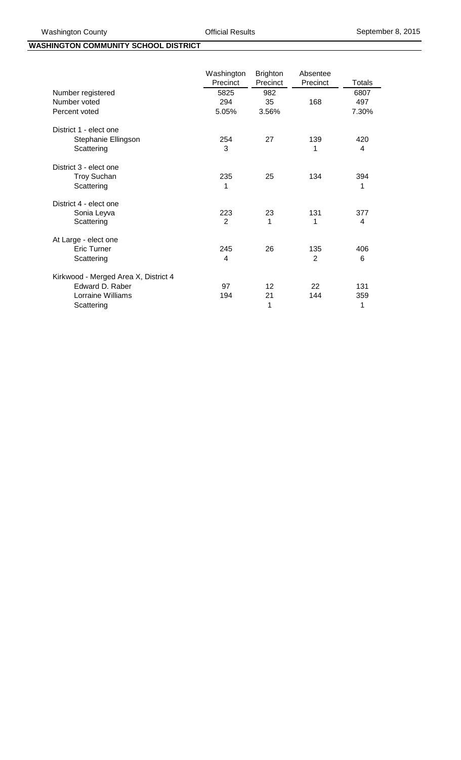## WASHINGTON COMMUNITY SCHOOL DISTRICT

| | Washington Precinct | Brighton Precinct | Absentee Precinct | Totals |
|---|---|---|---|---|
| Number registered | 5825 | 982 | | 6807 |
| Number voted | 294 | 35 | 168 | 497 |
| Percent voted | 5.05% | 3.56% | | 7.30% |
| **District 1 - elect one** | | | | |
| Stephanie Ellingson | 254 | 27 | 139 | 420 |
| Scattering | 3 | | 1 | 4 |
| **District 3 - elect one** | | | | |
| Troy Suchan | 235 | 25 | 134 | 394 |
| Scattering | 1 | | | 1 |
| **District 4 - elect one** | | | | |
| Sonia Leyva | 223 | 23 | 131 | 377 |
| Scattering | 2 | 1 | 1 | 4 |
| **At Large - elect one** | | | | |
| Eric Turner | 245 | 26 | 135 | 406 |
| Scattering | 4 | | 2 | 6 |
| **Kirkwood - Merged Area X, District 4** | | | | |
| Edward D. Raber | 97 | 12 | 22 | 131 |
| Lorraine Williams | 194 | 21 | 144 | 359 |
| Scattering | | 1 | | 1 |